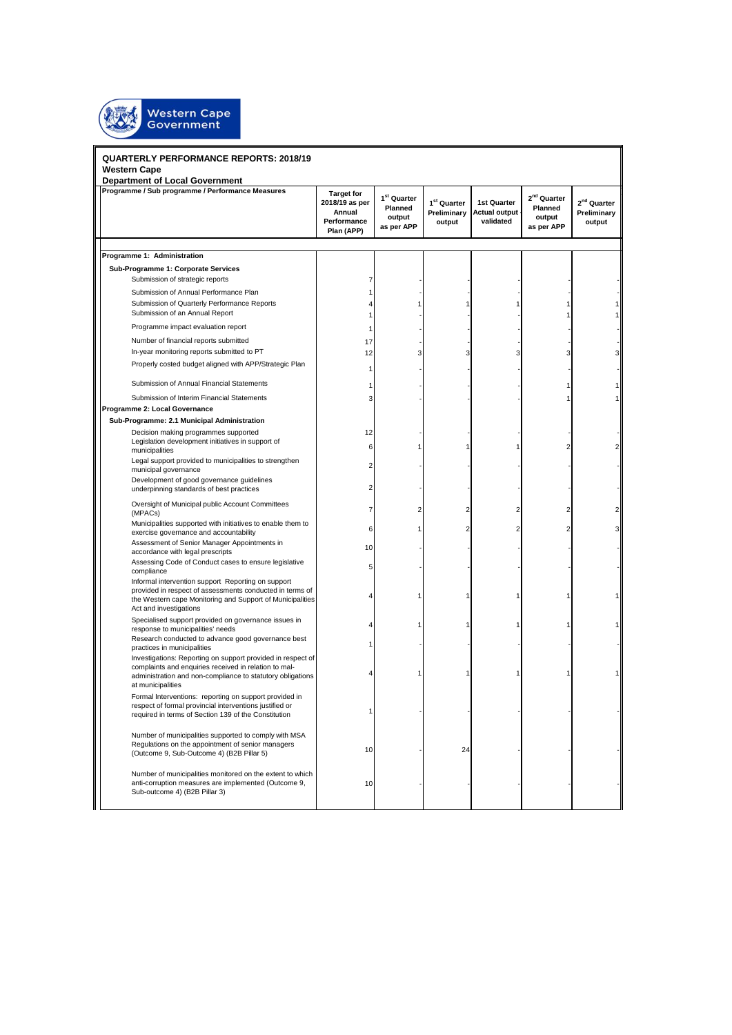Western Cape Government

**QUARTERLY PERFORMANCE REPORTS: 2018/19**
**Western Cape**
**Department of Local Government**

| Programme / Sub programme / Performance Measures | Target for 2018/19 as per Annual Performance Plan (APP) | 1st Quarter Planned output as per APP | 1st Quarter Preliminary output | 1st Quarter Actual output validated | 2nd Quarter Planned output as per APP | 2nd Quarter Preliminary output |
|---|---|---|---|---|---|---|
| **Programme 1: Administration** | | | | | | |
| **Sub-Programme 1: Corporate Services** | | | | | | |
| Submission of strategic reports | 7 | - | - | - | - | - |
| Submission of Annual Performance Plan | 1 | - | - | - | - | - |
| Submission of Quarterly Performance Reports | 4 | 1 | 1 | 1 | 1 | 1 |
| Submission of an Annual Report | 1 | - | - | - | 1 | 1 |
| Programme impact evaluation report | 1 | - | - | - | - | - |
| Number of financial reports submitted | 17 | - | - | - | - | - |
| In-year monitoring reports submitted to PT | 12 | 3 | 3 | 3 | 3 | 3 |
| Properly costed budget aligned with APP/Strategic Plan | 1 | - | - | - | - | - |
| Submission of Annual Financial Statements | 1 | - | - | - | 1 | 1 |
| Submission of Interim Financial Statements | 3 | - | - | - | 1 | 1 |
| **Programme 2: Local Governance** | | | | | | |
| **Sub-Programme: 2.1 Municipal Administration** | | | | | | |
| Decision making programmes supported | 12 | - | - | - | - | - |
| Legislation development initiatives in support of municipalities | 6 | 1 | 1 | 1 | 2 | 2 |
| Legal support provided to municipalities to strengthen municipal governance | 2 | - | - | - | - | - |
| Development of good governance guidelines underpinning standards of best practices | 2 | - | - | - | - | - |
| Oversight of Municipal public Account Committees (MPACs) | 7 | 2 | 2 | 2 | 2 | 2 |
| Municipalities supported with initiatives to enable them to exercise governance and accountability | 6 | 1 | 2 | 2 | 2 | 3 |
| Assessment of Senior Manager Appointments in accordance with legal prescripts | 10 | - | - | - | - | - |
| Assessing Code of Conduct cases to ensure legislative compliance | 5 | - | - | - | - | - |
| Informal intervention support Reporting on support provided in respect of assessments conducted in terms of the Western cape Monitoring and Support of Municipalities Act and investigations | 4 | 1 | 1 | 1 | 1 | 1 |
| Specialised support provided on governance issues in response to municipalities' needs | 4 | 1 | 1 | 1 | 1 | 1 |
| Research conducted to advance good governance best practices in municipalities | 1 | - | - | - | - | - |
| Investigations: Reporting on support provided in respect of complaints and enquiries received in relation to mal-administration and non-compliance to statutory obligations at municipalities | 4 | 1 | 1 | 1 | 1 | 1 |
| Formal Interventions: reporting on support provided in respect of formal provincial interventions justified or required in terms of Section 139 of the Constitution | 1 | - | - | - | - | - |
| Number of municipalities supported to comply with MSA Regulations on the appointment of senior managers (Outcome 9, Sub-Outcome 4) (B2B Pillar 5) | 10 | - | 24 | - | - | - |
| Number of municipalities monitored on the extent to which anti-corruption measures are implemented (Outcome 9, Sub-outcome 4) (B2B Pillar 3) | 10 | - | - | - | - | - |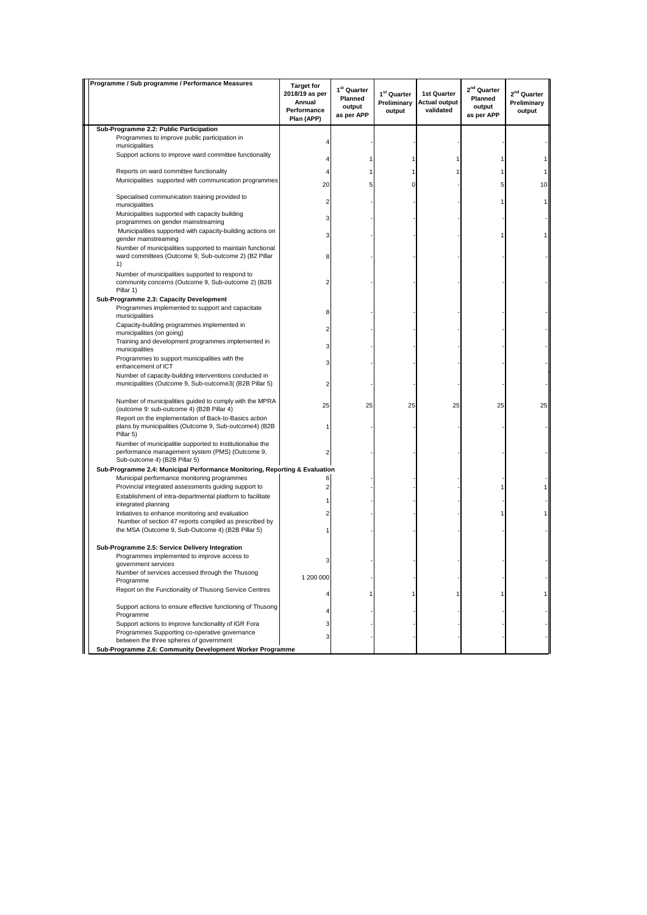| Programme / Sub programme / Performance Measures | Target for 2018/19 as per Annual Performance Plan (APP) | 1st Quarter Planned output as per APP | 1st Quarter Preliminary output | 1st Quarter Actual output validated | 2nd Quarter Planned output as per APP | 2nd Quarter Preliminary output |
|---|---|---|---|---|---|---|
| **Sub-Programme 2.2: Public Participation** | | | | | | |
| Programmes to improve public participation in municipalities | 4 | - | - | - | - | - |
| Support actions to improve ward committee functionality | 4 | 1 | 1 | 1 | 1 | 1 |
| Reports on ward committee functionality | 4 | 1 | 1 | 1 | 1 | 1 |
| Municipalities supported with communication programmes | 20 | 5 | 0 | - | 5 | 10 |
| Specialised communication training provided to municipalities | 2 | - | - | - | 1 | 1 |
| Municipalities supported with capacity building programmes on gender mainstreaming | 3 | - | - | - | - | - |
| Municipalities supported with capacity-building actions on gender mainstreaming | 3 | - | - | - | 1 | 1 |
| Number of municipalities supported to maintain functional ward committees (Outcome 9, Sub-outcome 2) (B2 Pillar 1) | 8 | - | - | - | - | - |
| Number of municipalities supported to respond to community concerns (Outcome 9, Sub-outcome 2) (B2B Pillar 1) | 2 | - | - | - | - | - |
| **Sub-Programme 2.3: Capacity Development** | | | | | | |
| Programmes implemented to support and capacitate municipalities | 8 | - | - | - | - | - |
| Capacity-building programmes implemented in municipalities (on going) | 2 | - | - | - | - | - |
| Training and development programmes implemented in municipalities | 3 | - | - | - | - | - |
| Programmes to support municipalities with the enhancement of ICT | 3 | - | - | - | - | - |
| Number of capacity-building interventions conducted in municipalities (Outcome 9, Sub-outcome3( (B2B Pillar 5) | 2 | - | - | - | - | - |
| Number of municipalities guided to comply with the MPRA (outcome 9: sub-outcome 4) (B2B Pillar 4) | 25 | 25 | 25 | 25 | 25 | 25 |
| Report on the implementation of Back-to-Basics action plans by municipalities (Outcome 9, Sub-outcome4) (B2B Pillar 5) | 1 | - | - | - | - | - |
| Number of municipalitie supported to institutionalise the performance management system (PMS) (Outcome 9, Sub-outcome 4) (B2B Pillar 5) | 2 | - | - | - | - | - |
| **Sub-Programme 2.4: Municipal Performance Monitoring, Reporting & Evaluation** | | | | | | |
| Municipal performance monitoring programmes | 6 | - | - | - | - | - |
| Provincial integrated assessments guiding support to | 2 | - | - | - | 1 | 1 |
| Establishment of intra-departmental platform to facilitate integrated planning | 1 | - | - | - | - | - |
| Initiatives to enhance monitoring and evaluation | 2 | - | - | - | 1 | 1 |
| Number of section 47 reports compiled as prescribed by the MSA (Outcome 9, Sub-Outcome 4) (B2B Pillar 5) | 1 | - | - | - | - | - |
| **Sub-Programme 2.5: Service Delivery Integration** | | | | | | |
| Programmes implemented to improve access to government services | 3 | - | - | - | - | - |
| Number of services accessed through the Thusong Programme | 1 200 000 | - | - | - | - | - |
| Report on the Functionality of Thusong Service Centres | 4 | 1 | 1 | 1 | 1 | 1 |
| Support actions to ensure effective functioning of Thusong Programme | 4 | - | - | - | - | - |
| Support actions to improve functionality of IGR Fora | 3 | - | - | - | - | - |
| Programmes Supporting co-operative governance between the three spheres of government | 3 | - | - | - | - | - |
| **Sub-Programme 2.6: Community Development Worker Programme** | | | | | | |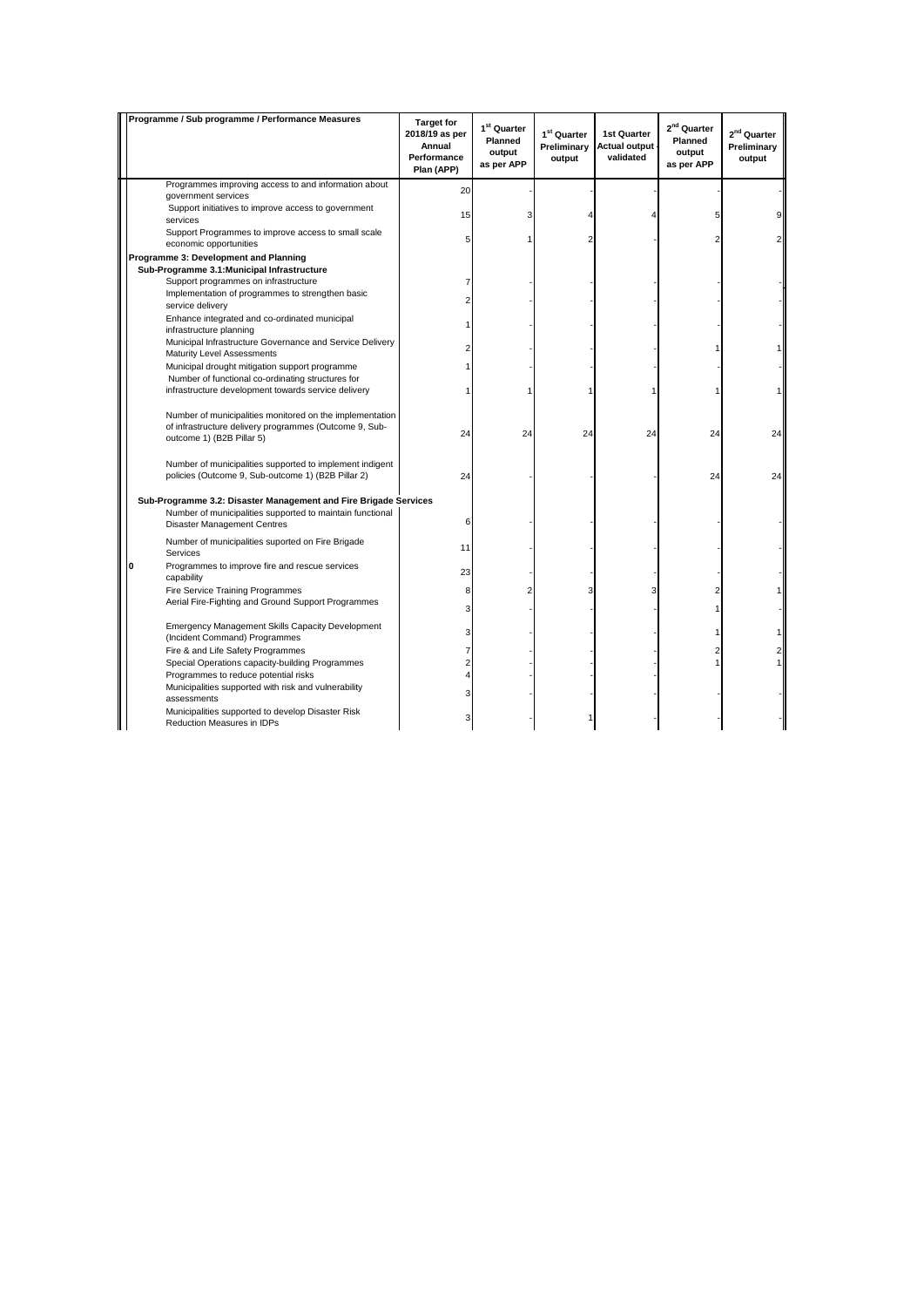| Programme / Sub programme / Performance Measures | Target for 2018/19 as per Annual Performance Plan (APP) | 1st Quarter Planned output as per APP | 1st Quarter Preliminary output | 1st Quarter Actual output validated | 2nd Quarter Planned output as per APP | 2nd Quarter Preliminary output |
|---|---|---|---|---|---|---|
| Programmes improving access to and information about government services | 20 | - | - | - | - | - |
| Support initiatives to improve access to government services | 15 | 3 | 4 | 4 | 5 | 9 |
| Support Programmes to improve access to small scale economic opportunities | 5 | 1 | 2 | - | 2 | 2 |
| **Programme 3: Development and Planning** | | | | | | |
| **Sub-Programme 3.1:Municipal Infrastructure** | | | | | | |
| Support programmes on infrastructure | 7 | - | - | - | - | - |
| Implementation of programmes to strengthen basic service delivery | 2 | - | - | - | - | - |
| Enhance integrated and co-ordinated municipal infrastructure planning | 1 | - | - | - | - | - |
| Municipal Infrastructure Governance and Service Delivery Maturity Level Assessments | 2 | - | - | - | 1 | 1 |
| Municipal drought mitigation support programme | 1 | - | - | - | - | - |
| Number of functional co-ordinating structures for infrastructure development towards service delivery | 1 | 1 | 1 | 1 | 1 | 1 |
| Number of municipalities monitored on the implementation of infrastructure delivery programmes (Outcome 9, Sub-outcome 1) (B2B Pillar 5) | 24 | 24 | 24 | 24 | 24 | 24 |
| Number of municipalities supported to implement indigent policies (Outcome 9, Sub-outcome 1) (B2B Pillar 2) | 24 | - | - | - | 24 | 24 |
| **Sub-Programme 3.2: Disaster Management and Fire Brigade Services** | | | | | | |
| Number of municipalities supported to maintain functional Disaster Management Centres | 6 | - | - | - | - | - |
| Number of municipalities suported on Fire Brigade Services | 11 | - | - | - | - | - |
| 0 Programmes to improve fire and rescue services capability | 23 | - | - | - | - | - |
| Fire Service Training Programmes | 8 | 2 | 3 | 3 | 2 | 1 |
| Aerial Fire-Fighting and Ground Support Programmes | 3 | - | - | - | 1 | - |
| Emergency Management Skills Capacity Development (Incident Command) Programmes | 3 | - | - | - | 1 | 1 |
| Fire & and Life Safety Programmes | 7 | - | - | - | 2 | 2 |
| Special Operations capacity-building Programmes | 2 | - | - | - | 1 | 1 |
| Programmes to reduce potential risks | 4 | - | - | - | | |
| Municipalities supported with risk and vulnerability assessments | 3 | - | - | - | - | - |
| Municipalities supported to develop Disaster Risk Reduction Measures in IDPs | 3 | - | 1 | - | - | - |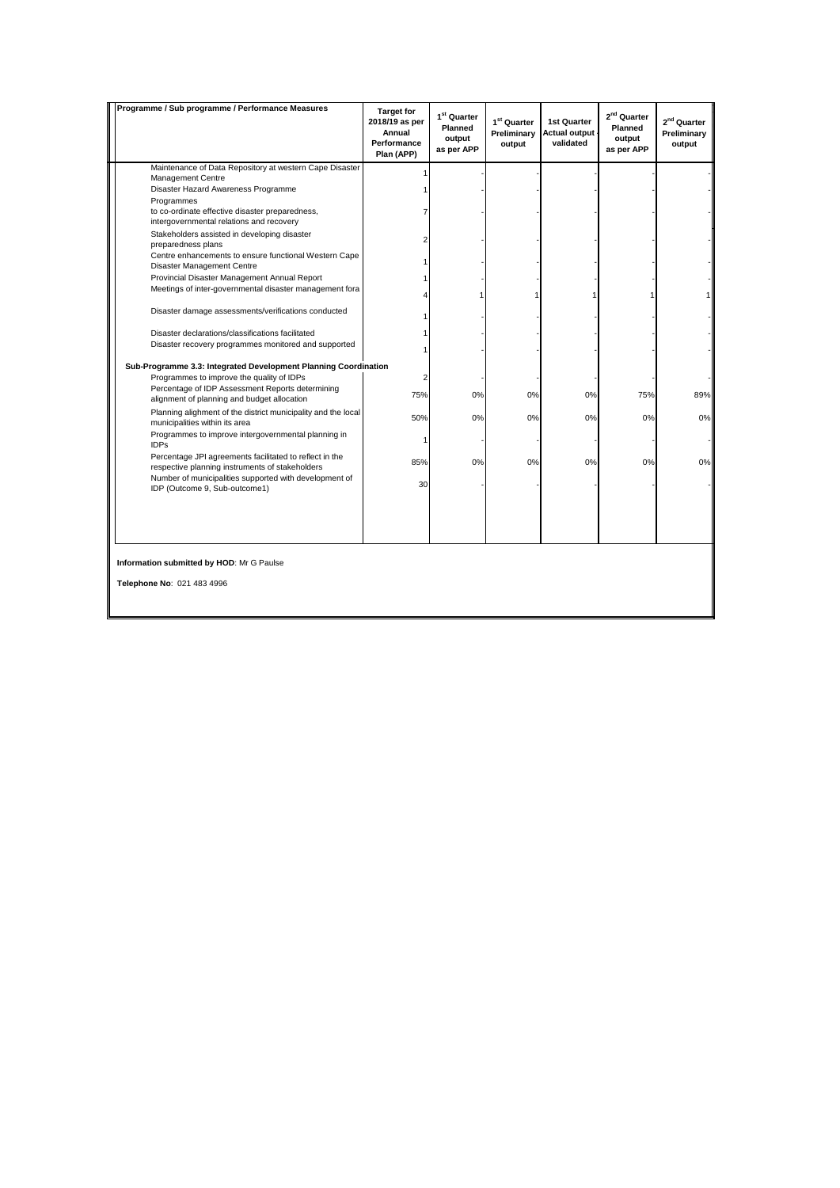| Programme / Sub programme / Performance Measures | Target for 2018/19 as per Annual Performance Plan (APP) | 1st Quarter Planned output as per APP | 1st Quarter Preliminary output | 1st Quarter Actual output validated | 2nd Quarter Planned output as per APP | 2nd Quarter Preliminary output |
|---|---|---|---|---|---|---|
| Maintenance of Data Repository at western Cape Disaster Management Centre | 1 | - | - | - | - | - |
| Disaster Hazard Awareness Programme | 1 | - | - | - | - | - |
| Programmes to co-ordinate effective disaster preparedness, intergovernmental relations and recovery | 7 | - | - | - | - | - |
| Stakeholders assisted in developing disaster preparedness plans | 2 | - | - | - | - | - |
| Centre enhancements to ensure functional Western Cape Disaster Management Centre | 1 | - | - | - | - | - |
| Provincial Disaster Management Annual Report | 1 | - | - | - | - | - |
| Meetings of inter-governmental disaster management fora | 4 | 1 | 1 | 1 | 1 | 1 |
| Disaster damage assessments/verifications conducted | 1 | - | - | - | - | - |
| Disaster declarations/classifications facilitated | 1 | - | - | - | - | - |
| Disaster recovery programmes monitored and supported | 1 | - | - | - | - | - |
| **Sub-Programme 3.3: Integrated Development Planning Coordination** | | | | | | |
| Programmes to improve the quality of IDPs | 2 | - | - | - | - | - |
| Percentage of IDP Assessment Reports determining alignment of planning and budget allocation | 75% | 0% | 0% | 0% | 75% | 89% |
| Planning alighment of the district municipality and the local municipalities within its area | 50% | 0% | 0% | 0% | 0% | 0% |
| Programmes to improve intergovernmental planning in IDPs | 1 | - | - | - | - | - |
| Percentage JPI agreements facilitated to reflect in the respective planning instruments of stakeholders | 85% | 0% | 0% | 0% | 0% | 0% |
| Number of municipalities supported with development of IDP (Outcome 9, Sub-outcome1) | 30 | - | - | - | - | - |

**Information submitted by HOD**: Mr G Paulse

**Telephone No**: 021 483 4996